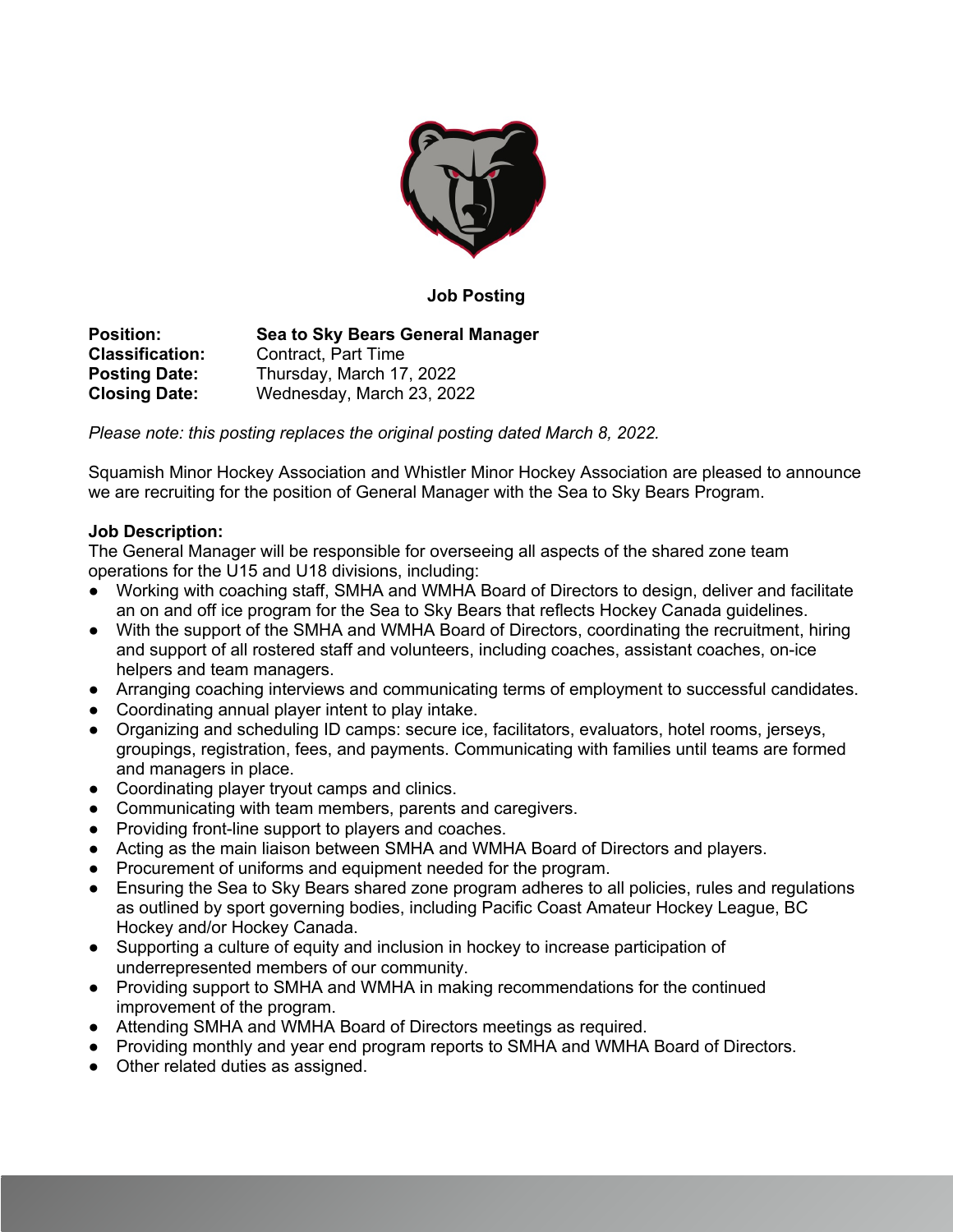**Job Posting**

**Position:** **Sea to Sky Bears General Manager**
**Classification:** Contract, Part Time
**Posting Date:** Thursday, March 17, 2022
**Closing Date:** Wednesday, March 23, 2022

*Please note: this posting replaces the original posting dated March 8, 2022.*

Squamish Minor Hockey Association and Whistler Minor Hockey Association are pleased to announce we are recruiting for the position of General Manager with the Sea to Sky Bears Program.

**Job Description:**
The General Manager will be responsible for overseeing all aspects of the shared zone team operations for the U15 and U18 divisions, including:

- Working with coaching staff, SMHA and WMHA Board of Directors to design, deliver and facilitate an on and off ice program for the Sea to Sky Bears that reflects Hockey Canada guidelines.
- With the support of the SMHA and WMHA Board of Directors, coordinating the recruitment, hiring and support of all rostered staff and volunteers, including coaches, assistant coaches, on-ice helpers and team managers.
- Arranging coaching interviews and communicating terms of employment to successful candidates.
- Coordinating annual player intent to play intake.
- Organizing and scheduling ID camps: secure ice, facilitators, evaluators, hotel rooms, jerseys, groupings, registration, fees, and payments. Communicating with families until teams are formed and managers in place.
- Coordinating player tryout camps and clinics.
- Communicating with team members, parents and caregivers.
- Providing front-line support to players and coaches.
- Acting as the main liaison between SMHA and WMHA Board of Directors and players.
- Procurement of uniforms and equipment needed for the program.
- Ensuring the Sea to Sky Bears shared zone program adheres to all policies, rules and regulations as outlined by sport governing bodies, including Pacific Coast Amateur Hockey League, BC Hockey and/or Hockey Canada.
- Supporting a culture of equity and inclusion in hockey to increase participation of underrepresented members of our community.
- Providing support to SMHA and WMHA in making recommendations for the continued improvement of the program.
- Attending SMHA and WMHA Board of Directors meetings as required.
- Providing monthly and year end program reports to SMHA and WMHA Board of Directors.
- Other related duties as assigned.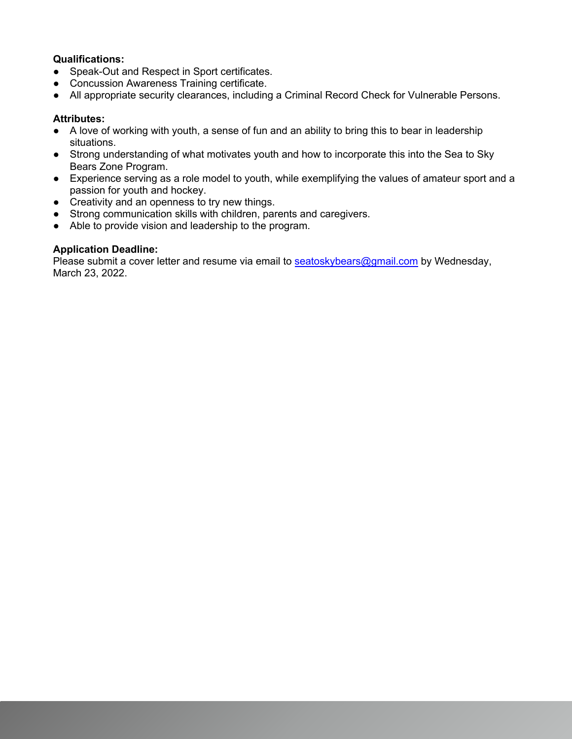**Qualifications:**

- Speak-Out and Respect in Sport certificates.
- Concussion Awareness Training certificate.
- All appropriate security clearances, including a Criminal Record Check for Vulnerable Persons.

**Attributes:**

- A love of working with youth, a sense of fun and an ability to bring this to bear in leadership situations.
- Strong understanding of what motivates youth and how to incorporate this into the Sea to Sky Bears Zone Program.
- Experience serving as a role model to youth, while exemplifying the values of amateur sport and a passion for youth and hockey.
- Creativity and an openness to try new things.
- Strong communication skills with children, parents and caregivers.
- Able to provide vision and leadership to the program.

**Application Deadline:**

Please submit a cover letter and resume via email to seatoskybears@gmail.com by Wednesday, March 23, 2022.